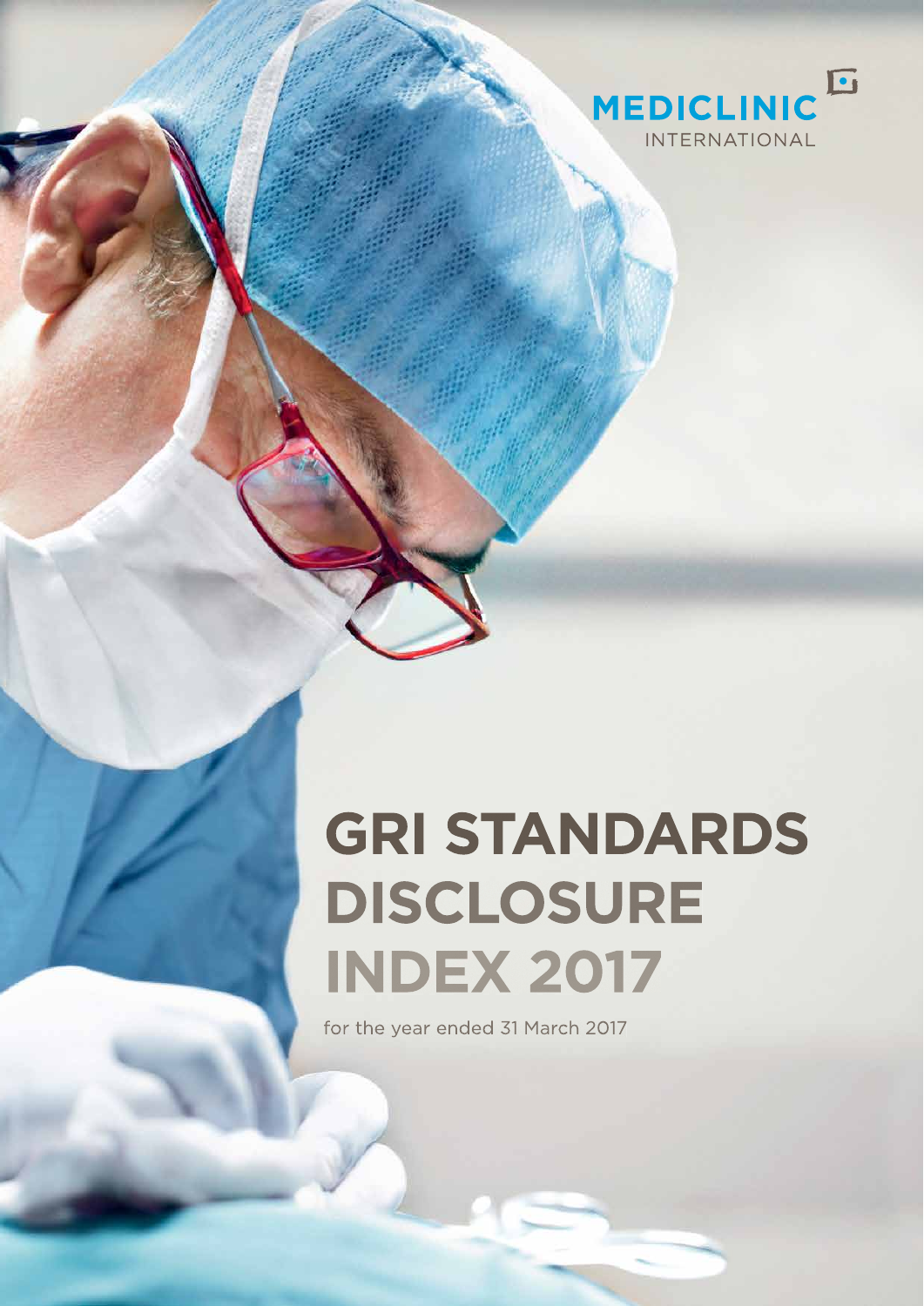MEDICLINIC
INTERNATIONAL

# GRI STANDARDS DISCLOSURE INDEX 2017

for the year ended 31 March 2017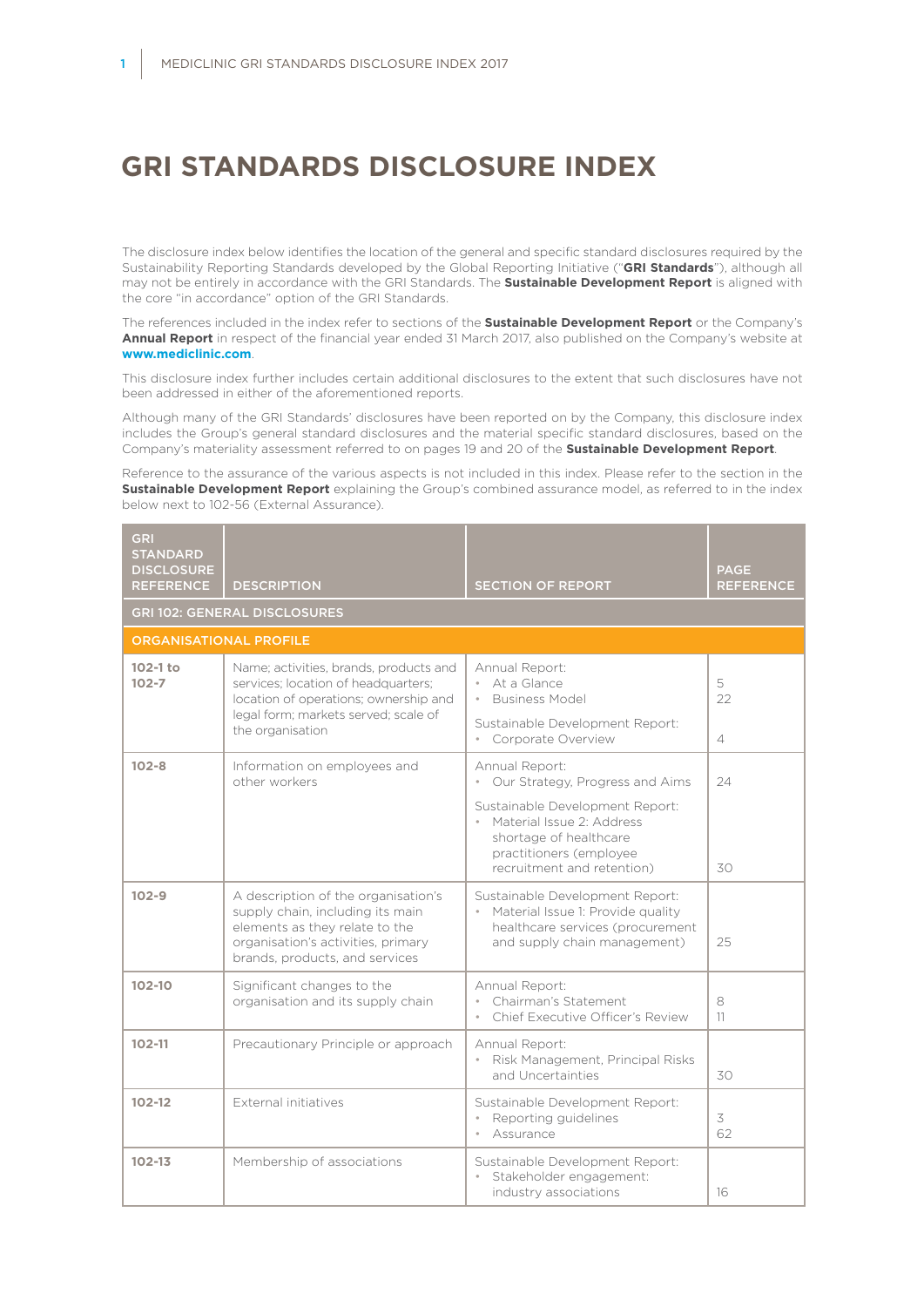# GRI STANDARDS DISCLOSURE INDEX

The disclosure index below identifies the location of the general and specific standard disclosures required by the Sustainability Reporting Standards developed by the Global Reporting Initiative ("**GRI Standards**"), although all may not be entirely in accordance with the GRI Standards. The **Sustainable Development Report** is aligned with the core "in accordance" option of the GRI Standards.

The references included in the index refer to sections of the **Sustainable Development Report** or the Company's **Annual Report** in respect of the financial year ended 31 March 2017, also published on the Company's website at **www.mediclinic.com**.

This disclosure index further includes certain additional disclosures to the extent that such disclosures have not been addressed in either of the aforementioned reports.

Although many of the GRI Standards' disclosures have been reported on by the Company, this disclosure index includes the Group's general standard disclosures and the material specific standard disclosures, based on the Company's materiality assessment referred to on pages 19 and 20 of the **Sustainable Development Report**.

Reference to the assurance of the various aspects is not included in this index. Please refer to the section in the **Sustainable Development Report** explaining the Group's combined assurance model, as referred to in the index below next to 102-56 (External Assurance).

| GRI STANDARD DISCLOSURE REFERENCE | DESCRIPTION | SECTION OF REPORT | PAGE REFERENCE |
|---|---|---|---|
| **GRI 102: GENERAL DISCLOSURES** | | | |
| **ORGANISATIONAL PROFILE** | | | |
| **102-1 to 102-7** | Name; activities, brands, products and services; location of headquarters; location of operations; ownership and legal form; markets served; scale of the organisation | Annual Report:<br>• At a Glance<br>• Business Model<br>Sustainable Development Report:<br>• Corporate Overview | 5<br>22<br><br>4 |
| **102-8** | Information on employees and other workers | Annual Report:<br>• Our Strategy, Progress and Aims<br>Sustainable Development Report:<br>• Material Issue 2: Address shortage of healthcare practitioners (employee recruitment and retention) | 24<br><br>30 |
| **102-9** | A description of the organisation's supply chain, including its main elements as they relate to the organisation's activities, primary brands, products, and services | Sustainable Development Report:<br>• Material Issue 1: Provide quality healthcare services (procurement and supply chain management) | 25 |
| **102-10** | Significant changes to the organisation and its supply chain | Annual Report:<br>• Chairman's Statement<br>• Chief Executive Officer's Review | 8<br>11 |
| **102-11** | Precautionary Principle or approach | Annual Report:<br>• Risk Management, Principal Risks and Uncertainties | 30 |
| **102-12** | External initiatives | Sustainable Development Report:<br>• Reporting guidelines<br>• Assurance | 3<br>62 |
| **102-13** | Membership of associations | Sustainable Development Report:<br>• Stakeholder engagement: industry associations | 16 |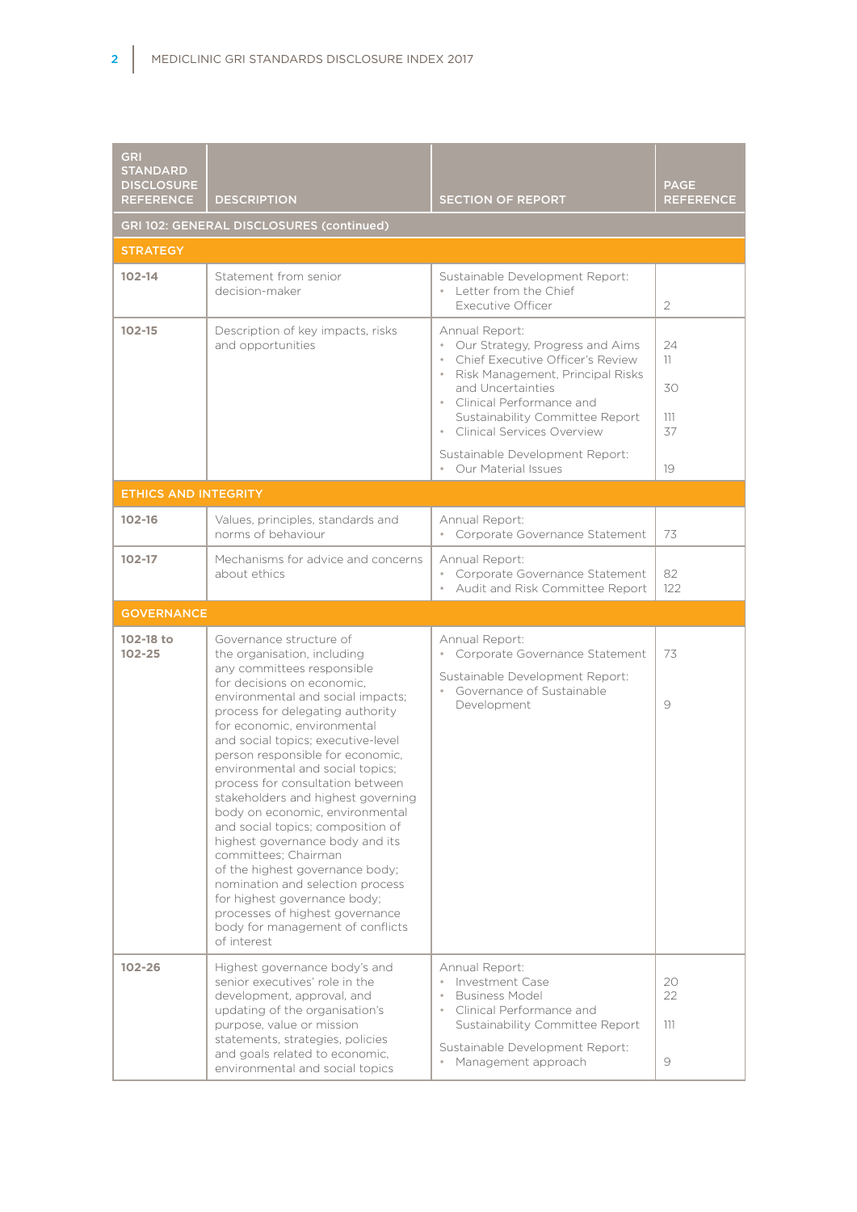| GRI STANDARD DISCLOSURE REFERENCE | DESCRIPTION | SECTION OF REPORT | PAGE REFERENCE |
|---|---|---|---|
| **GRI 102: GENERAL DISCLOSURES (continued)** | | | |
| **STRATEGY** | | | |
| **102-14** | Statement from senior decision-maker | Sustainable Development Report:<br>• Letter from the Chief Executive Officer | <br>2 |
| **102-15** | Description of key impacts, risks and opportunities | Annual Report:<br>• Our Strategy, Progress and Aims<br>• Chief Executive Officer's Review<br>• Risk Management, Principal Risks and Uncertainties<br>• Clinical Performance and Sustainability Committee Report<br>• Clinical Services Overview<br>Sustainable Development Report:<br>• Our Material Issues | <br>24<br>11<br>30<br>111<br>37<br><br>19 |
| **ETHICS AND INTEGRITY** | | | |
| **102-16** | Values, principles, standards and norms of behaviour | Annual Report:<br>• Corporate Governance Statement | <br>73 |
| **102-17** | Mechanisms for advice and concerns about ethics | Annual Report:<br>• Corporate Governance Statement<br>• Audit and Risk Committee Report | <br>82<br>122 |
| **GOVERNANCE** | | | |
| **102-18 to 102-25** | Governance structure of the organisation, including any committees responsible for decisions on economic, environmental and social impacts; process for delegating authority for economic, environmental and social topics; executive-level person responsible for economic, environmental and social topics; process for consultation between stakeholders and highest governing body on economic, environmental and social topics; composition of highest governance body and its committees; Chairman of the highest governance body; nomination and selection process for highest governance body; processes of highest governance body for management of conflicts of interest | Annual Report:<br>• Corporate Governance Statement<br>Sustainable Development Report:<br>• Governance of Sustainable Development | <br>73<br><br>9 |
| **102-26** | Highest governance body's and senior executives' role in the development, approval, and updating of the organisation's purpose, value or mission statements, strategies, policies and goals related to economic, environmental and social topics | Annual Report:<br>• Investment Case<br>• Business Model<br>• Clinical Performance and Sustainability Committee Report<br>Sustainable Development Report:<br>• Management approach | <br>20<br>22<br>111<br><br>9 |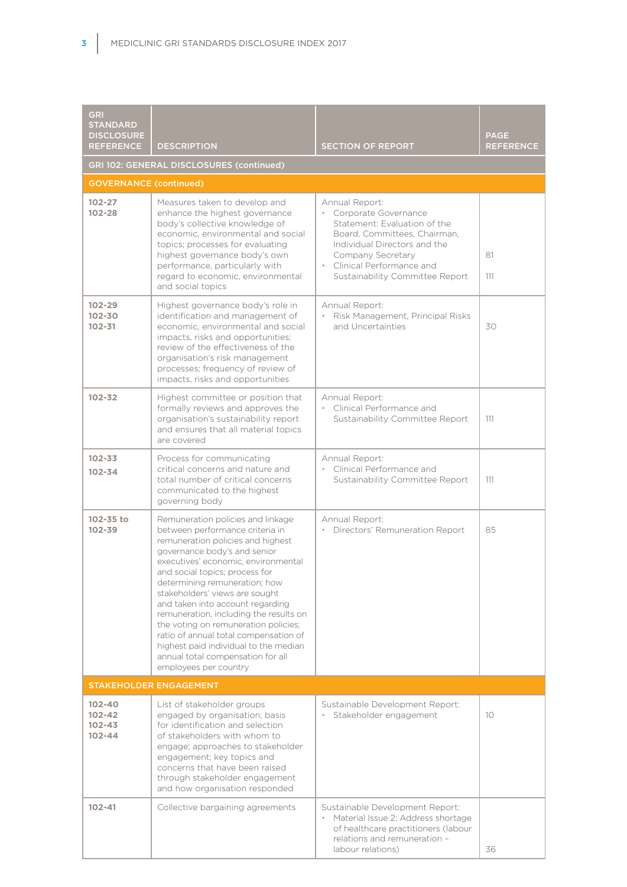| GRI STANDARD DISCLOSURE REFERENCE | DESCRIPTION | SECTION OF REPORT | PAGE REFERENCE |
|---|---|---|---|
| **GRI 102: GENERAL DISCLOSURES (continued)** | | | |
| **GOVERNANCE (continued)** | | | |
| **102-27**<br>**102-28** | Measures taken to develop and enhance the highest governance body's collective knowledge of economic, environmental and social topics; processes for evaluating highest governance body's own performance, particularly with regard to economic, environmental and social topics | Annual Report:<br>• Corporate Governance Statement: Evaluation of the Board, Committees, Chairman, Individual Directors and the Company Secretary<br>• Clinical Performance and Sustainability Committee Report | 81<br>111 |
| **102-29**<br>**102-30**<br>**102-31** | Highest governance body's role in identification and management of economic, environmental and social impacts, risks and opportunities; review of the effectiveness of the organisation's risk management processes; frequency of review of impacts, risks and opportunities | Annual Report:<br>• Risk Management, Principal Risks and Uncertainties | 30 |
| **102-32** | Highest committee or position that formally reviews and approves the organisation's sustainability report and ensures that all material topics are covered | Annual Report:<br>• Clinical Performance and Sustainability Committee Report | 111 |
| **102-33**<br>**102-34** | Process for communicating critical concerns and nature and total number of critical concerns communicated to the highest governing body | Annual Report:<br>• Clinical Performance and Sustainability Committee Report | 111 |
| **102-35 to 102-39** | Remuneration policies and linkage between performance criteria in remuneration policies and highest governance body's and senior executives' economic, environmental and social topics; process for determining remuneration; how stakeholders' views are sought and taken into account regarding remuneration, including the results on the voting on remuneration policies; ratio of annual total compensation of highest paid individual to the median annual total compensation for all employees per country | Annual Report:<br>• Directors' Remuneration Report | 85 |
| **STAKEHOLDER ENGAGEMENT** | | | |
| **102-40**<br>**102-42**<br>**102-43**<br>**102-44** | List of stakeholder groups engaged by organisation; basis for identification and selection of stakeholders with whom to engage; approaches to stakeholder engagement; key topics and concerns that have been raised through stakeholder engagement and how organisation responded | Sustainable Development Report:<br>• Stakeholder engagement | 10 |
| **102-41** | Collective bargaining agreements | Sustainable Development Report:<br>• Material Issue 2: Address shortage of healthcare practitioners (labour relations and remuneration – labour relations) | 36 |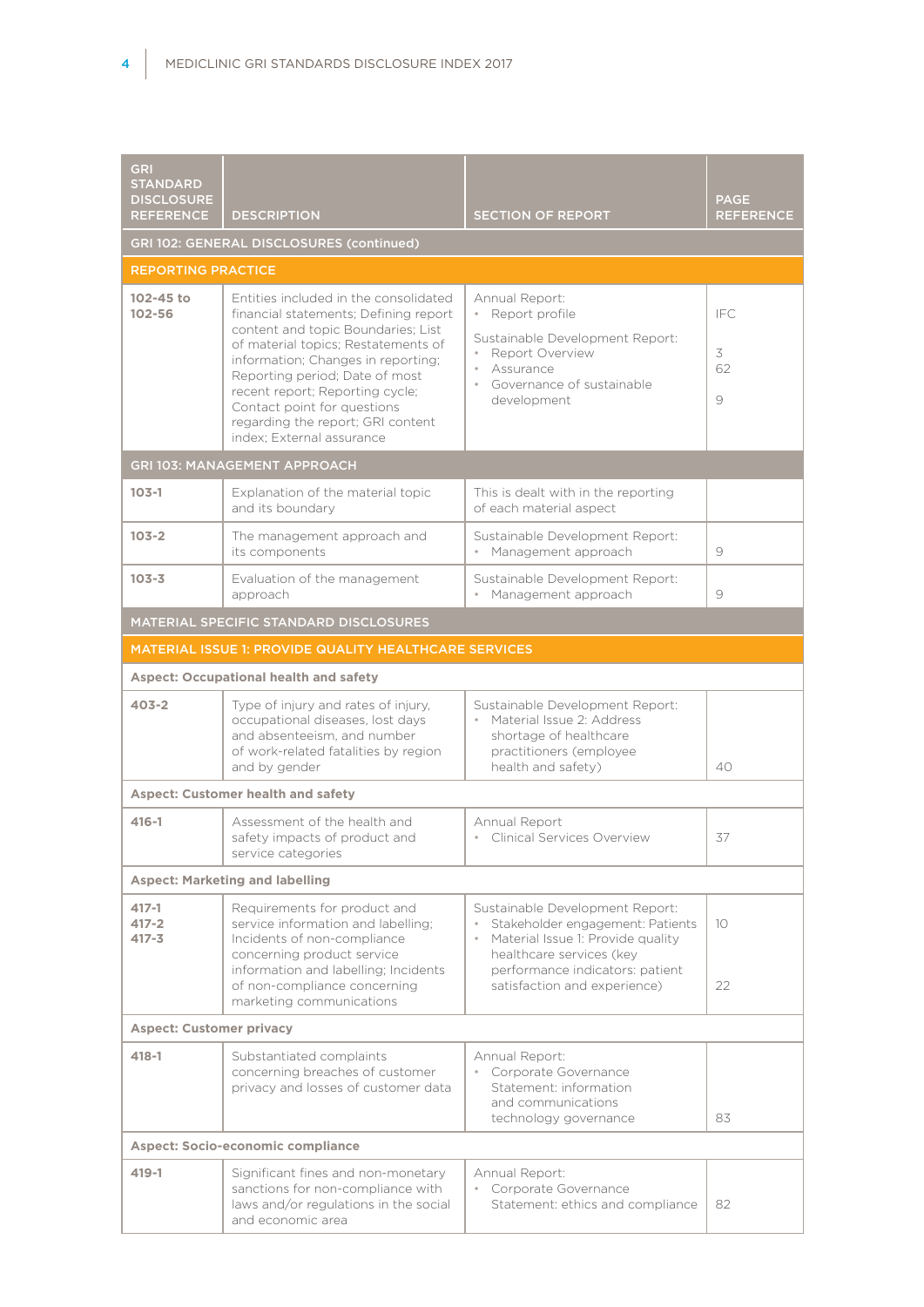| GRI STANDARD DISCLOSURE REFERENCE | DESCRIPTION | SECTION OF REPORT | PAGE REFERENCE |
|---|---|---|---|
| **GRI 102: GENERAL DISCLOSURES (continued)** | | | |
| **REPORTING PRACTICE** | | | |
| **102-45 to 102-56** | Entities included in the consolidated financial statements; Defining report content and topic Boundaries; List of material topics; Restatements of information; Changes in reporting; Reporting period; Date of most recent report; Reporting cycle; Contact point for questions regarding the report; GRI content index; External assurance | Annual Report:<br>• Report profile<br>Sustainable Development Report:<br>• Report Overview<br>• Assurance<br>• Governance of sustainable development | IFC<br>3<br>62<br>9 |
| **GRI 103: MANAGEMENT APPROACH** | | | |
| **103-1** | Explanation of the material topic and its boundary | This is dealt with in the reporting of each material aspect | |
| **103-2** | The management approach and its components | Sustainable Development Report:<br>• Management approach | 9 |
| **103-3** | Evaluation of the management approach | Sustainable Development Report:<br>• Management approach | 9 |
| **MATERIAL SPECIFIC STANDARD DISCLOSURES** | | | |
| **MATERIAL ISSUE 1: PROVIDE QUALITY HEALTHCARE SERVICES** | | | |
| **Aspect: Occupational health and safety** | | | |
| **403-2** | Type of injury and rates of injury, occupational diseases, lost days and absenteeism, and number of work-related fatalities by region and by gender | Sustainable Development Report:<br>• Material Issue 2: Address shortage of healthcare practitioners (employee health and safety) | 40 |
| **Aspect: Customer health and safety** | | | |
| **416-1** | Assessment of the health and safety impacts of product and service categories | Annual Report<br>• Clinical Services Overview | 37 |
| **Aspect: Marketing and labelling** | | | |
| **417-1**<br>**417-2**<br>**417-3** | Requirements for product and service information and labelling; Incidents of non-compliance concerning product service information and labelling; Incidents of non-compliance concerning marketing communications | Sustainable Development Report:<br>• Stakeholder engagement: Patients<br>• Material Issue 1: Provide quality healthcare services (key performance indicators: patient satisfaction and experience) | 10<br>22 |
| **Aspect: Customer privacy** | | | |
| **418-1** | Substantiated complaints concerning breaches of customer privacy and losses of customer data | Annual Report:<br>• Corporate Governance Statement: information and communications technology governance | 83 |
| **Aspect: Socio-economic compliance** | | | |
| **419-1** | Significant fines and non-monetary sanctions for non-compliance with laws and/or regulations in the social and economic area | Annual Report:<br>• Corporate Governance Statement: ethics and compliance | 82 |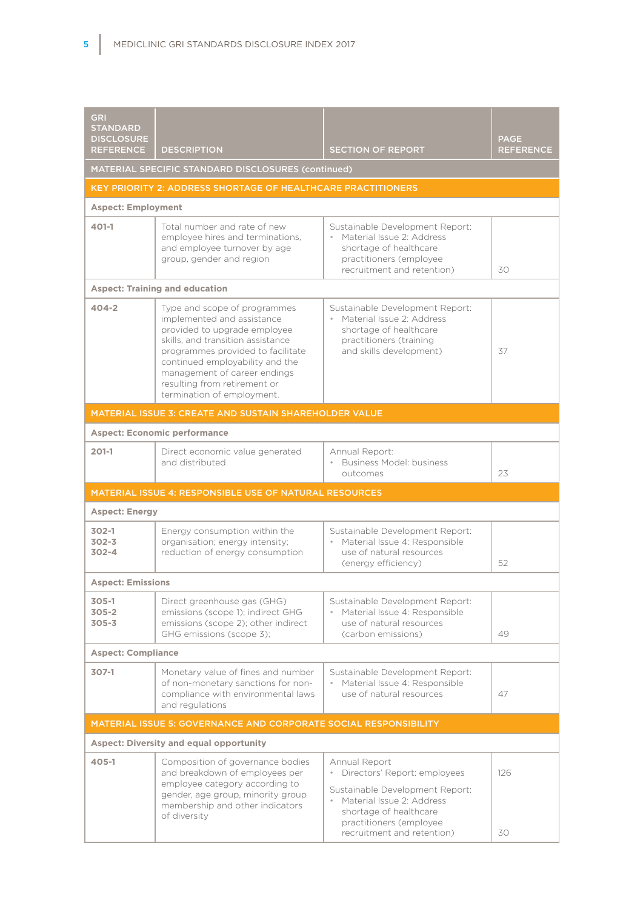| GRI STANDARD DISCLOSURE REFERENCE | DESCRIPTION | SECTION OF REPORT | PAGE REFERENCE |
|---|---|---|---|
| **MATERIAL SPECIFIC STANDARD DISCLOSURES (continued)** | | | |
| **KEY PRIORITY 2: ADDRESS SHORTAGE OF HEALTHCARE PRACTITIONERS** | | | |
| **Aspect: Employment** | | | |
| 401-1 | Total number and rate of new employee hires and terminations, and employee turnover by age group, gender and region | Sustainable Development Report:<br>• Material Issue 2: Address shortage of healthcare practitioners (employee recruitment and retention) | 30 |
| **Aspect: Training and education** | | | |
| 404-2 | Type and scope of programmes implemented and assistance provided to upgrade employee skills, and transition assistance programmes provided to facilitate continued employability and the management of career endings resulting from retirement or termination of employment. | Sustainable Development Report:<br>• Material Issue 2: Address shortage of healthcare practitioners (training and skills development) | 37 |
| **MATERIAL ISSUE 3: CREATE AND SUSTAIN SHAREHOLDER VALUE** | | | |
| **Aspect: Economic performance** | | | |
| 201-1 | Direct economic value generated and distributed | Annual Report:<br>• Business Model: business outcomes | 23 |
| **MATERIAL ISSUE 4: RESPONSIBLE USE OF NATURAL RESOURCES** | | | |
| **Aspect: Energy** | | | |
| 302-1<br>302-3<br>302-4 | Energy consumption within the organisation; energy intensity; reduction of energy consumption | Sustainable Development Report:<br>• Material Issue 4: Responsible use of natural resources (energy efficiency) | 52 |
| **Aspect: Emissions** | | | |
| 305-1<br>305-2<br>305-3 | Direct greenhouse gas (GHG) emissions (scope 1); indirect GHG emissions (scope 2); other indirect GHG emissions (scope 3); | Sustainable Development Report:<br>• Material Issue 4: Responsible use of natural resources (carbon emissions) | 49 |
| **Aspect: Compliance** | | | |
| 307-1 | Monetary value of fines and number of non-monetary sanctions for non-compliance with environmental laws and regulations | Sustainable Development Report:<br>• Material Issue 4: Responsible use of natural resources | 47 |
| **MATERIAL ISSUE 5: GOVERNANCE AND CORPORATE SOCIAL RESPONSIBILITY** | | | |
| **Aspect: Diversity and equal opportunity** | | | |
| 405-1 | Composition of governance bodies and breakdown of employees per employee category according to gender, age group, minority group membership and other indicators of diversity | Annual Report<br>• Directors' Report: employees<br><br>Sustainable Development Report:<br>• Material Issue 2: Address shortage of healthcare practitioners (employee recruitment and retention) | 126<br><br>30 |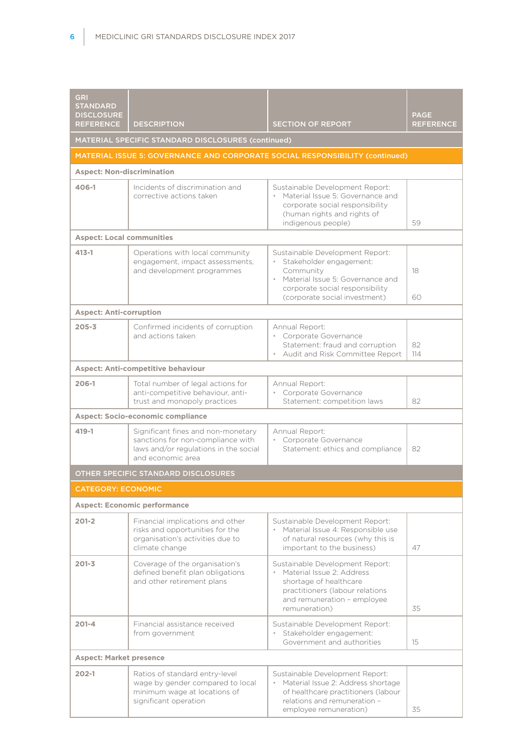| GRI STANDARD DISCLOSURE REFERENCE | DESCRIPTION | SECTION OF REPORT | PAGE REFERENCE |
|---|---|---|---|
| **MATERIAL SPECIFIC STANDARD DISCLOSURES (continued)** | | | |
| **MATERIAL ISSUE 5: GOVERNANCE AND CORPORATE SOCIAL RESPONSIBILITY (continued)** | | | |
| **Aspect: Non-discrimination** | | | |
| **406-1** | Incidents of discrimination and corrective actions taken | Sustainable Development Report: • Material Issue 5: Governance and corporate social responsibility (human rights and rights of indigenous people) | 59 |
| **Aspect: Local communities** | | | |
| **413-1** | Operations with local community engagement, impact assessments, and development programmes | Sustainable Development Report: • Stakeholder engagement: Community • Material Issue 5: Governance and corporate social responsibility (corporate social investment) | 18 60 |
| **Aspect: Anti-corruption** | | | |
| **205-3** | Confirmed incidents of corruption and actions taken | Annual Report: • Corporate Governance Statement: fraud and corruption • Audit and Risk Committee Report | 82 114 |
| **Aspect: Anti-competitive behaviour** | | | |
| **206-1** | Total number of legal actions for anti-competitive behaviour, anti-trust and monopoly practices | Annual Report: • Corporate Governance Statement: competition laws | 82 |
| **Aspect: Socio-economic compliance** | | | |
| **419-1** | Significant fines and non-monetary sanctions for non-compliance with laws and/or regulations in the social and economic area | Annual Report: • Corporate Governance Statement: ethics and compliance | 82 |
| **OTHER SPECIFIC STANDARD DISCLOSURES** | | | |
| **CATEGORY: ECONOMIC** | | | |
| **Aspect: Economic performance** | | | |
| **201-2** | Financial implications and other risks and opportunities for the organisation's activities due to climate change | Sustainable Development Report: • Material Issue 4: Responsible use of natural resources (why this is important to the business) | 47 |
| **201-3** | Coverage of the organisation's defined benefit plan obligations and other retirement plans | Sustainable Development Report: • Material Issue 2: Address shortage of healthcare practitioners (labour relations and remuneration – employee remuneration) | 35 |
| **201-4** | Financial assistance received from government | Sustainable Development Report: • Stakeholder engagement: Government and authorities | 15 |
| **Aspect: Market presence** | | | |
| **202-1** | Ratios of standard entry-level wage by gender compared to local minimum wage at locations of significant operation | Sustainable Development Report: • Material Issue 2: Address shortage of healthcare practitioners (labour relations and remuneration – employee remuneration) | 35 |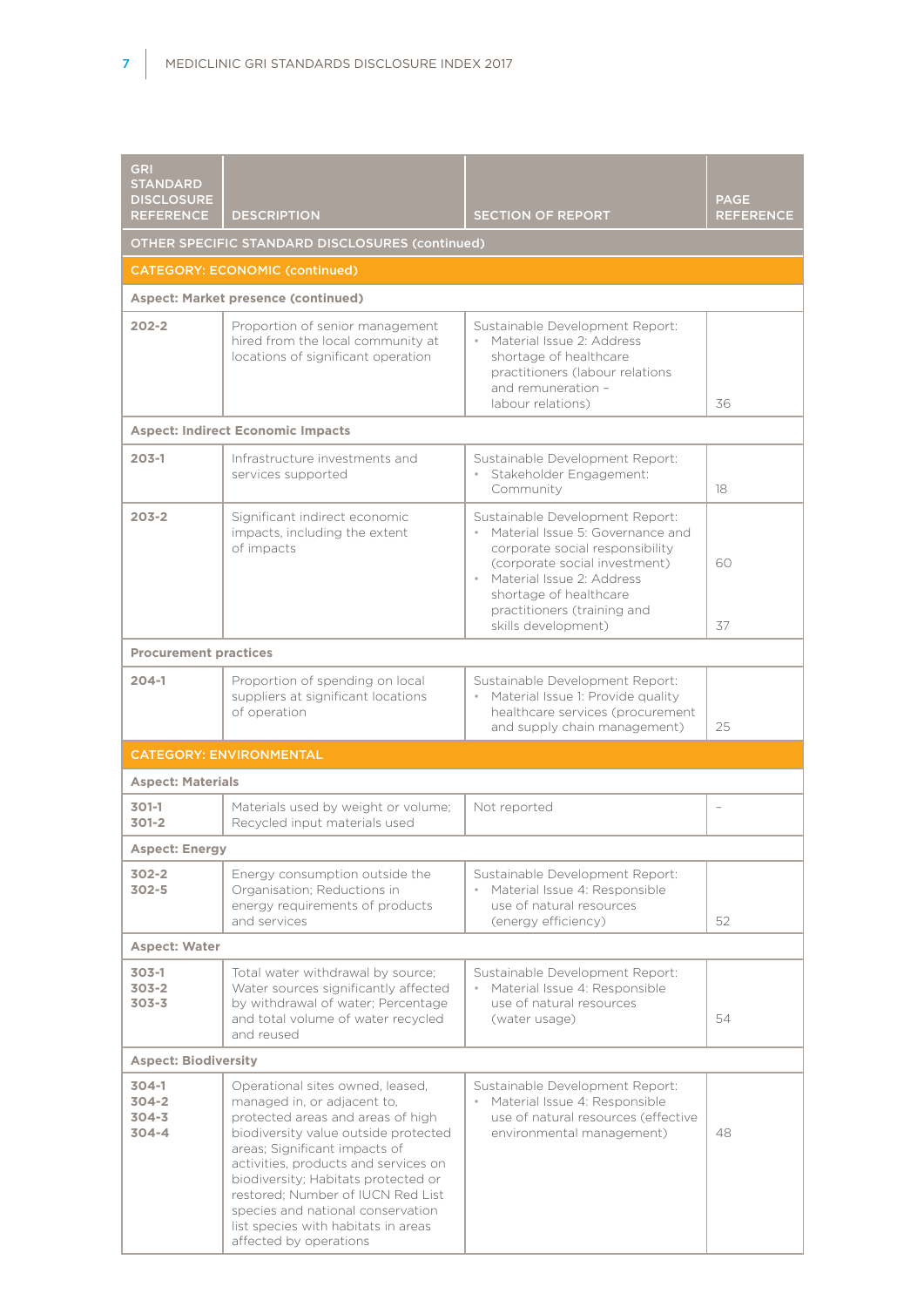| GRI STANDARD DISCLOSURE REFERENCE | DESCRIPTION | SECTION OF REPORT | PAGE REFERENCE |
|---|---|---|---|
| **OTHER SPECIFIC STANDARD DISCLOSURES (continued)** | | | |
| **CATEGORY: ECONOMIC (continued)** | | | |
| **Aspect: Market presence (continued)** | | | |
| **202-2** | Proportion of senior management hired from the local community at locations of significant operation | Sustainable Development Report:<br>• Material Issue 2: Address shortage of healthcare practitioners (labour relations and remuneration – labour relations) | 36 |
| **Aspect: Indirect Economic Impacts** | | | |
| **203-1** | Infrastructure investments and services supported | Sustainable Development Report:<br>• Stakeholder Engagement: Community | 18 |
| **203-2** | Significant indirect economic impacts, including the extent of impacts | Sustainable Development Report:<br>• Material Issue 5: Governance and corporate social responsibility (corporate social investment)<br>• Material Issue 2: Address shortage of healthcare practitioners (training and skills development) | 60<br><br>37 |
| **Procurement practices** | | | |
| **204-1** | Proportion of spending on local suppliers at significant locations of operation | Sustainable Development Report:<br>• Material Issue 1: Provide quality healthcare services (procurement and supply chain management) | 25 |
| **CATEGORY: ENVIRONMENTAL** | | | |
| **Aspect: Materials** | | | |
| **301-1**<br>**301-2** | Materials used by weight or volume; Recycled input materials used | Not reported | – |
| **Aspect: Energy** | | | |
| **302-2**<br>**302-5** | Energy consumption outside the Organisation; Reductions in energy requirements of products and services | Sustainable Development Report:<br>• Material Issue 4: Responsible use of natural resources (energy efficiency) | 52 |
| **Aspect: Water** | | | |
| **303-1**<br>**303-2**<br>**303-3** | Total water withdrawal by source; Water sources significantly affected by withdrawal of water; Percentage and total volume of water recycled and reused | Sustainable Development Report:<br>• Material Issue 4: Responsible use of natural resources (water usage) | 54 |
| **Aspect: Biodiversity** | | | |
| **304-1**<br>**304-2**<br>**304-3**<br>**304-4** | Operational sites owned, leased, managed in, or adjacent to, protected areas and areas of high biodiversity value outside protected areas; Significant impacts of activities, products and services on biodiversity; Habitats protected or restored; Number of IUCN Red List species and national conservation list species with habitats in areas affected by operations | Sustainable Development Report:<br>• Material Issue 4: Responsible use of natural resources (effective environmental management) | 48 |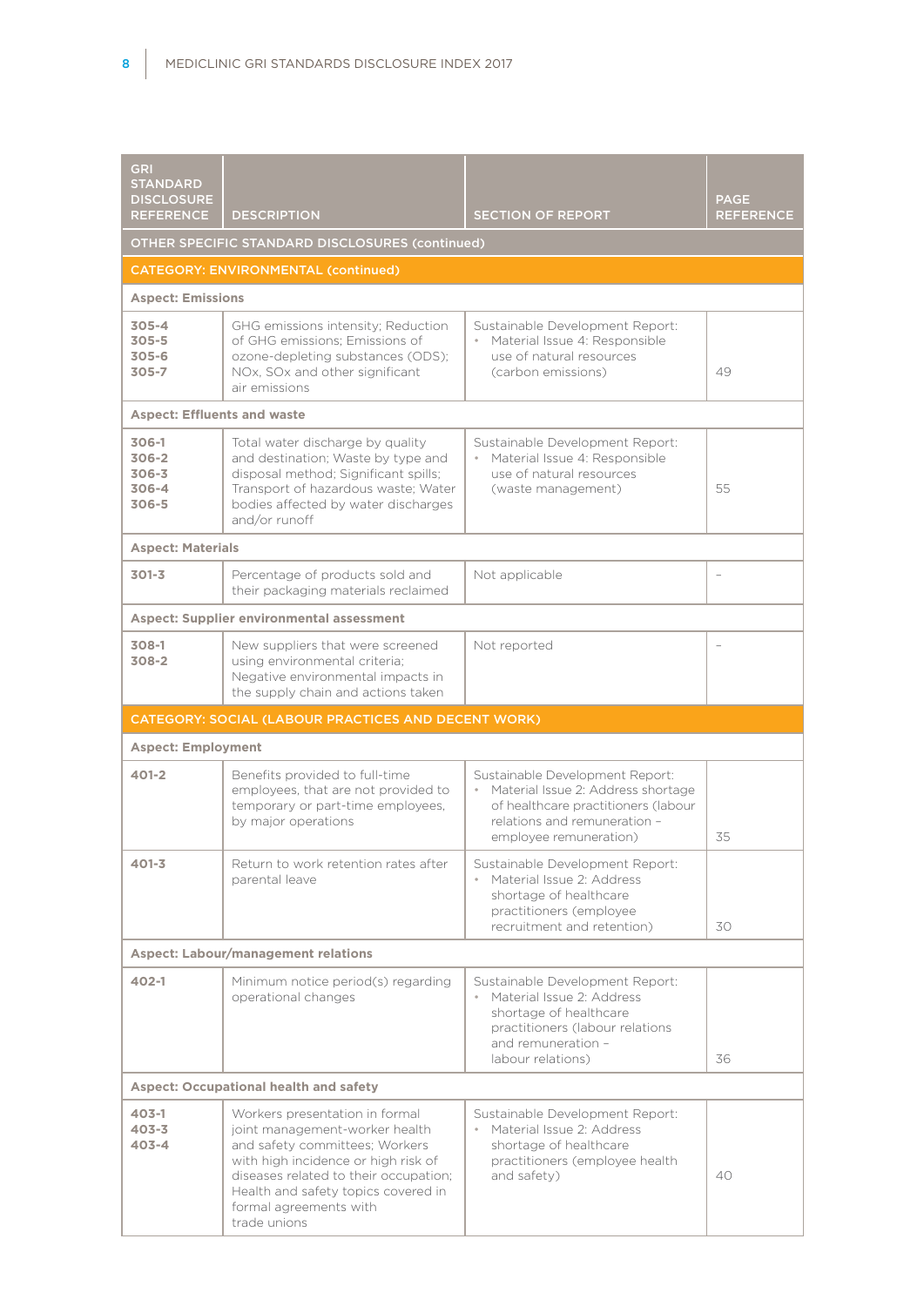| GRI STANDARD DISCLOSURE REFERENCE | DESCRIPTION | SECTION OF REPORT | PAGE REFERENCE |
|---|---|---|---|
| **OTHER SPECIFIC STANDARD DISCLOSURES (continued)** | | | |
| **CATEGORY: ENVIRONMENTAL (continued)** | | | |
| **Aspect: Emissions** | | | |
| 305-4<br>305-5<br>305-6<br>305-7 | GHG emissions intensity; Reduction of GHG emissions; Emissions of ozone-depleting substances (ODS); NOx, SOx and other significant air emissions | Sustainable Development Report:<br>• Material Issue 4: Responsible use of natural resources (carbon emissions) | 49 |
| **Aspect: Effluents and waste** | | | |
| 306-1<br>306-2<br>306-3<br>306-4<br>306-5 | Total water discharge by quality and destination; Waste by type and disposal method; Significant spills; Transport of hazardous waste; Water bodies affected by water discharges and/or runoff | Sustainable Development Report:<br>• Material Issue 4: Responsible use of natural resources (waste management) | 55 |
| **Aspect: Materials** | | | |
| 301-3 | Percentage of products sold and their packaging materials reclaimed | Not applicable | – |
| **Aspect: Supplier environmental assessment** | | | |
| 308-1<br>308-2 | New suppliers that were screened using environmental criteria; Negative environmental impacts in the supply chain and actions taken | Not reported | – |
| **CATEGORY: SOCIAL (LABOUR PRACTICES AND DECENT WORK)** | | | |
| **Aspect: Employment** | | | |
| 401-2 | Benefits provided to full-time employees, that are not provided to temporary or part-time employees, by major operations | Sustainable Development Report:<br>• Material Issue 2: Address shortage of healthcare practitioners (labour relations and remuneration – employee remuneration) | 35 |
| 401-3 | Return to work retention rates after parental leave | Sustainable Development Report:<br>• Material Issue 2: Address shortage of healthcare practitioners (employee recruitment and retention) | 30 |
| **Aspect: Labour/management relations** | | | |
| 402-1 | Minimum notice period(s) regarding operational changes | Sustainable Development Report:<br>• Material Issue 2: Address shortage of healthcare practitioners (labour relations and remuneration – labour relations) | 36 |
| **Aspect: Occupational health and safety** | | | |
| 403-1<br>403-3<br>403-4 | Workers presentation in formal joint management-worker health and safety committees; Workers with high incidence or high risk of diseases related to their occupation; Health and safety topics covered in formal agreements with trade unions | Sustainable Development Report:<br>• Material Issue 2: Address shortage of healthcare practitioners (employee health and safety) | 40 |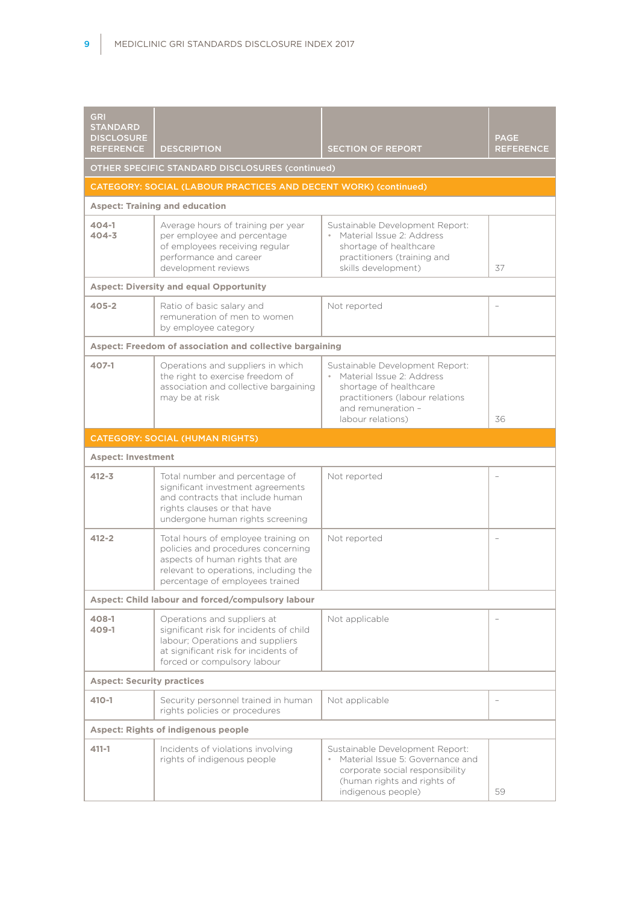| GRI STANDARD DISCLOSURE REFERENCE | DESCRIPTION | SECTION OF REPORT | PAGE REFERENCE |
|---|---|---|---|
| **OTHER SPECIFIC STANDARD DISCLOSURES (continued)** | | | |
| **CATEGORY: SOCIAL (LABOUR PRACTICES AND DECENT WORK) (continued)** | | | |
| **Aspect: Training and education** | | | |
| 404-1<br>404-3 | Average hours of training per year per employee and percentage of employees receiving regular performance and career development reviews | Sustainable Development Report:<br>• Material Issue 2: Address shortage of healthcare practitioners (training and skills development) | 37 |
| **Aspect: Diversity and equal Opportunity** | | | |
| 405-2 | Ratio of basic salary and remuneration of men to women by employee category | Not reported | – |
| **Aspect: Freedom of association and collective bargaining** | | | |
| 407-1 | Operations and suppliers in which the right to exercise freedom of association and collective bargaining may be at risk | Sustainable Development Report:<br>• Material Issue 2: Address shortage of healthcare practitioners (labour relations and remuneration – labour relations) | 36 |
| **CATEGORY: SOCIAL (HUMAN RIGHTS)** | | | |
| **Aspect: Investment** | | | |
| 412-3 | Total number and percentage of significant investment agreements and contracts that include human rights clauses or that have undergone human rights screening | Not reported | – |
| 412-2 | Total hours of employee training on policies and procedures concerning aspects of human rights that are relevant to operations, including the percentage of employees trained | Not reported | – |
| **Aspect: Child labour and forced/compulsory labour** | | | |
| 408-1<br>409-1 | Operations and suppliers at significant risk for incidents of child labour; Operations and suppliers at significant risk for incidents of forced or compulsory labour | Not applicable | – |
| **Aspect: Security practices** | | | |
| 410-1 | Security personnel trained in human rights policies or procedures | Not applicable | – |
| **Aspect: Rights of indigenous people** | | | |
| 411-1 | Incidents of violations involving rights of indigenous people | Sustainable Development Report:<br>• Material Issue 5: Governance and corporate social responsibility (human rights and rights of indigenous people) | 59 |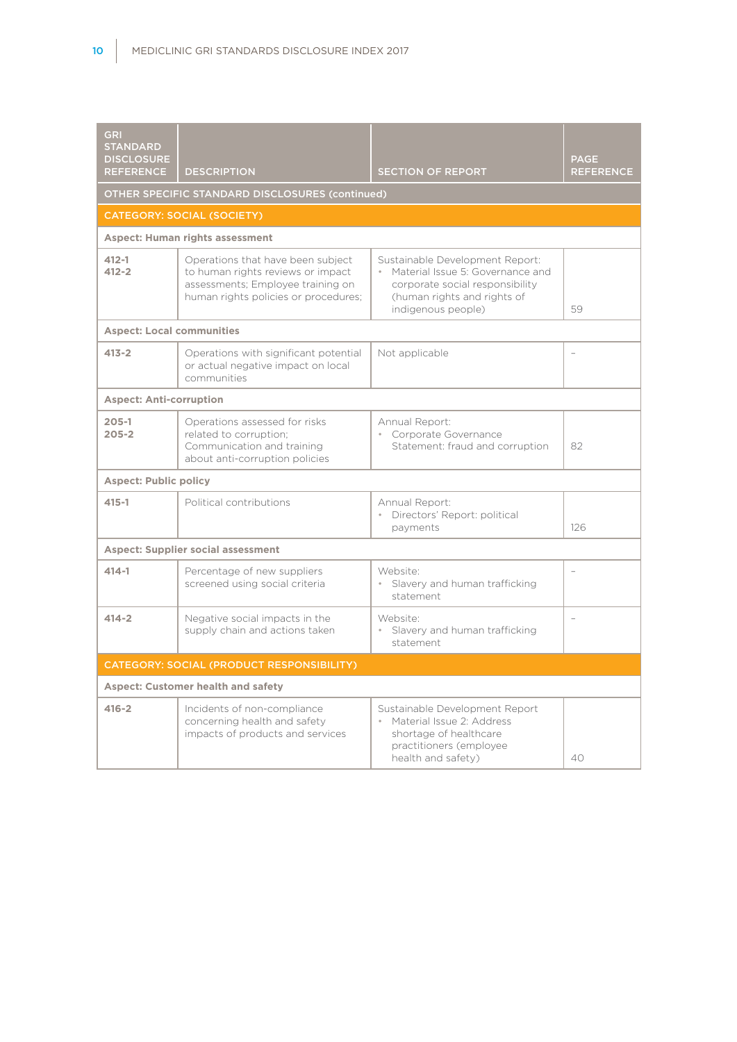| GRI STANDARD DISCLOSURE REFERENCE | DESCRIPTION | SECTION OF REPORT | PAGE REFERENCE |
|---|---|---|---|
| **OTHER SPECIFIC STANDARD DISCLOSURES (continued)** | | | |
| **CATEGORY: SOCIAL (SOCIETY)** | | | |
| **Aspect: Human rights assessment** | | | |
| **412-1**<br>**412-2** | Operations that have been subject to human rights reviews or impact assessments; Employee training on human rights policies or procedures; | Sustainable Development Report:<br>• Material Issue 5: Governance and corporate social responsibility (human rights and rights of indigenous people) | 59 |
| **Aspect: Local communities** | | | |
| **413-2** | Operations with significant potential or actual negative impact on local communities | Not applicable | – |
| **Aspect: Anti-corruption** | | | |
| **205-1**<br>**205-2** | Operations assessed for risks related to corruption; Communication and training about anti-corruption policies | Annual Report:<br>• Corporate Governance Statement: fraud and corruption | 82 |
| **Aspect: Public policy** | | | |
| **415-1** | Political contributions | Annual Report:<br>• Directors' Report: political payments | 126 |
| **Aspect: Supplier social assessment** | | | |
| **414-1** | Percentage of new suppliers screened using social criteria | Website:<br>• Slavery and human trafficking statement | – |
| **414-2** | Negative social impacts in the supply chain and actions taken | Website:<br>• Slavery and human trafficking statement | – |
| **CATEGORY: SOCIAL (PRODUCT RESPONSIBILITY)** | | | |
| **Aspect: Customer health and safety** | | | |
| **416-2** | Incidents of non-compliance concerning health and safety impacts of products and services | Sustainable Development Report<br>• Material Issue 2: Address shortage of healthcare practitioners (employee health and safety) | 40 |